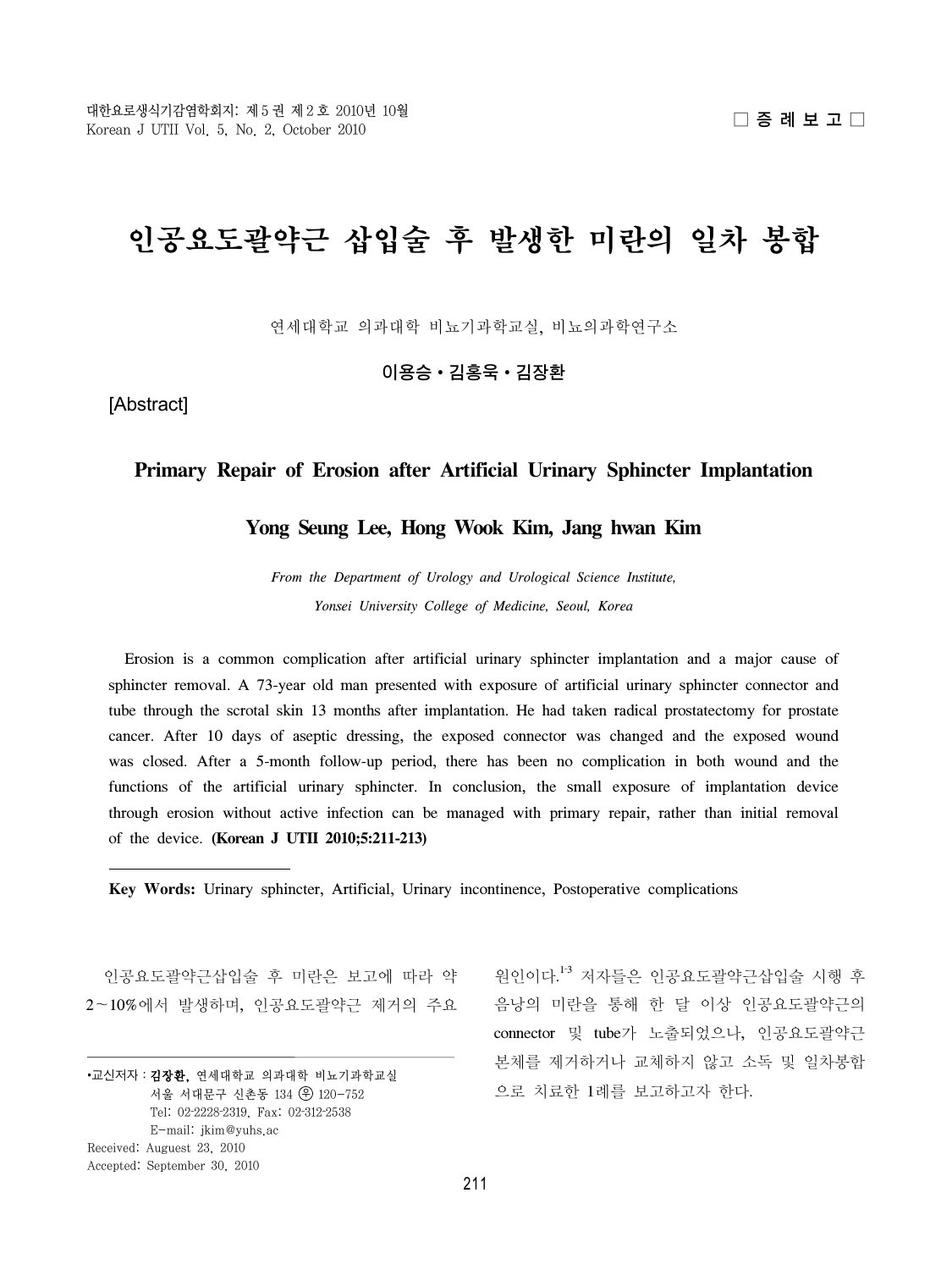□ 증 례 보 고 □

# 인공요도괄약근 삽입술 후 발생한 미란의 일차 봉합

연세대학교 의과대학 비뇨기과학교실, 비뇨의과학연구소

**이용승ㆍ김홍욱ㆍ김장환**

[Abstract]

## Primary Repair of Erosion after Artificial Urinary Sphincter Implantation

**Yong Seung Lee, Hong Wook Kim, Jang hwan Kim**

*From the Department of Urology and Urological Science Institute, Yonsei University College of Medicine, Seoul, Korea*

Erosion is a common complication after artificial urinary sphincter implantation and a major cause of sphincter removal. A 73-year old man presented with exposure of artificial urinary sphincter connector and tube through the scrotal skin 13 months after implantation. He had taken radical prostatectomy for prostate cancer. After 10 days of aseptic dressing, the exposed connector was changed and the exposed wound was closed. After a 5-month follow-up period, there has been no complication in both wound and the functions of the artificial urinary sphincter. In conclusion, the small exposure of implantation device through erosion without active infection can be managed with primary repair, rather than initial removal of the device. **(Korean J UTII 2010;5:211-213)**

**Key Words:** Urinary sphincter, Artificial, Urinary incontinence, Postoperative complications

인공요도괄약근삽입술 후 미란은 보고에 따라 약 2~10%에서 발생하며, 인공요도괄약근 제거의 주요 원인이다.[1-3] 저자들은 인공요도괄약근삽입술 시행 후 음낭의 미란을 통해 한 달 이상 인공요도괄약근의 connector 및 tube가 노출되었으나, 인공요도괄약근 본체를 제거하거나 교체하지 않고 소독 및 일차봉합으로 치료한 1례를 보고하고자 한다.

---

•교신저자 : **김장환**, 연세대학교 의과대학 비뇨기과학교실
서울 서대문구 신촌동 134 ㉾ 120-752
Tel: 02-2228-2319, Fax: 02-312-2538
E-mail: jkim@yuhs.ac

Received: Auguest 23, 2010
Accepted: September 30, 2010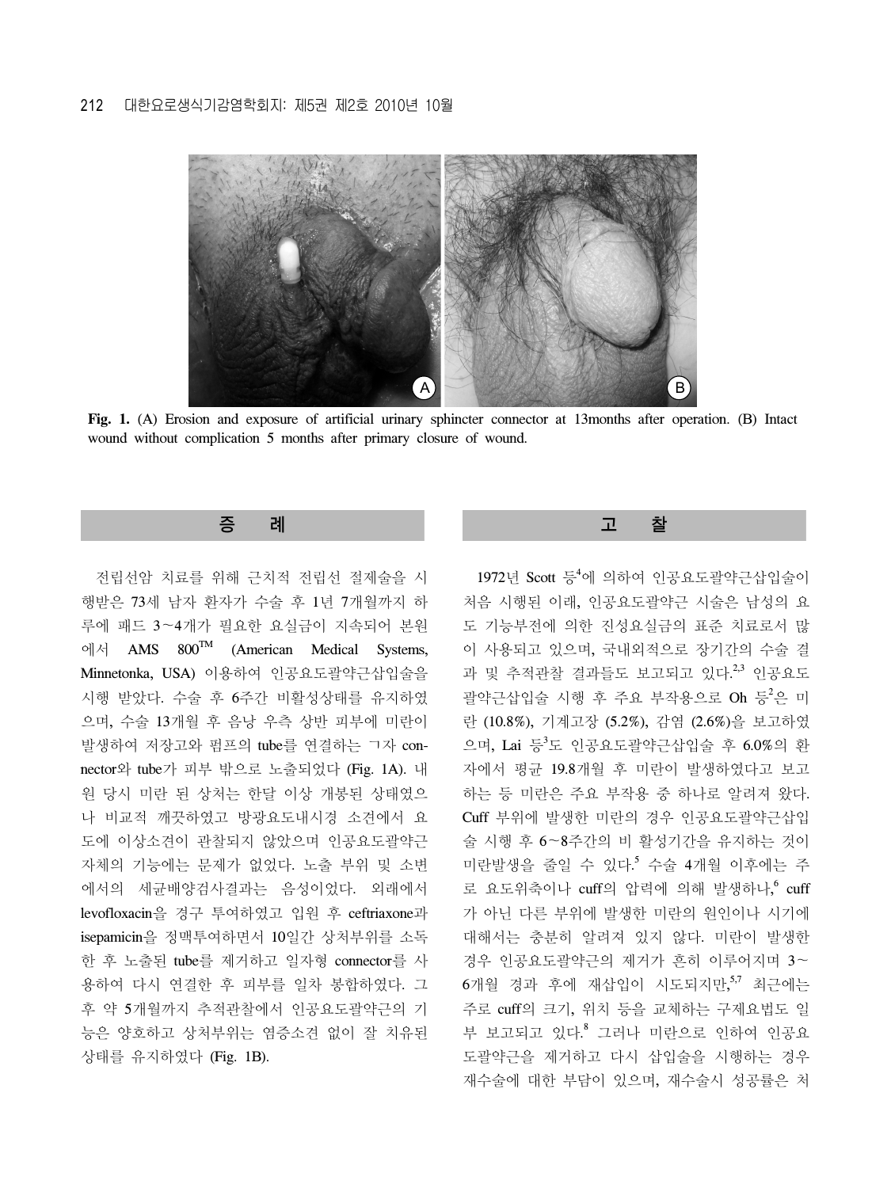**Fig. 1.** (A) Erosion and exposure of artificial urinary sphincter connector at 13months after operation. (B) Intact wound without complication 5 months after primary closure of wound.

## 증 례

전립선암 치료를 위해 근치적 전립선 절제술을 시행받은 73세 남자 환자가 수술 후 1년 7개월까지 하루에 패드 3~4개가 필요한 요실금이 지속되어 본원에서 AMS 800™ (American Medical Systems, Minnetonka, USA) 이용하여 인공요도괄약근삽입술을 시행 받았다. 수술 후 6주간 비활성상태를 유지하였으며, 수술 13개월 후 음낭 우측 상반 피부에 미란이 발생하여 저장고와 펌프의 tube를 연결하는 ㄱ자 connector와 tube가 피부 밖으로 노출되었다 (Fig. 1A). 내원 당시 미란 된 상처는 한달 이상 개봉된 상태였으나 비교적 깨끗하였고 방광요도내시경 소견에서 요도에 이상소견이 관찰되지 않았으며 인공요도괄약근 자체의 기능에는 문제가 없었다. 노출 부위 및 소변에서의 세균배양검사결과는 음성이었다. 외래에서 levofloxacin을 경구 투여하였고 입원 후 ceftriaxone과 isepamicin을 정맥투여하면서 10일간 상처부위를 소독한 후 노출된 tube를 제거하고 일자형 connector를 사용하여 다시 연결한 후 피부를 일차 봉합하였다. 그 후 약 5개월까지 추적관찰에서 인공요도괄약근의 기능은 양호하고 상처부위는 염증소견 없이 잘 치유된 상태를 유지하였다 (Fig. 1B).

## 고 찰

1972년 Scott 등[4]에 의하여 인공요도괄약근삽입술이 처음 시행된 이래, 인공요도괄약근 시술은 남성의 요도 기능부전에 의한 진성요실금의 표준 치료로서 많이 사용되고 있으며, 국내외적으로 장기간의 수술 결과 및 추적관찰 결과들도 보고되고 있다.[2,3] 인공요도괄약근삽입술 시행 후 주요 부작용으로 Oh 등[2]은 미란 (10.8%), 기계고장 (5.2%), 감염 (2.6%)을 보고하였으며, Lai 등[3]도 인공요도괄약근삽입술 후 6.0%의 환자에서 평균 19.8개월 후 미란이 발생하였다고 보고하는 등 미란은 주요 부작용 중 하나로 알려져 왔다. Cuff 부위에 발생한 미란의 경우 인공요도괄약근삽입술 시행 후 6~8주간의 비 활성기간을 유지하는 것이 미란발생을 줄일 수 있다.[5] 수술 4개월 이후에는 주로 요도위축이나 cuff의 압력에 의해 발생하나,[6] cuff가 아닌 다른 부위에 발생한 미란의 원인이나 시기에 대해서는 충분히 알려져 있지 않다. 미란이 발생한 경우 인공요도괄약근의 제거가 흔히 이루어지며 3~6개월 경과 후에 재삽입이 시도되지만,[5,7] 최근에는 주로 cuff의 크기, 위치 등을 교체하는 구제요법도 일부 보고되고 있다.[8] 그러나 미란으로 인하여 인공요도괄약근을 제거하고 다시 삽입술을 시행하는 경우 재수술에 대한 부담이 있으며, 재수술시 성공률은 처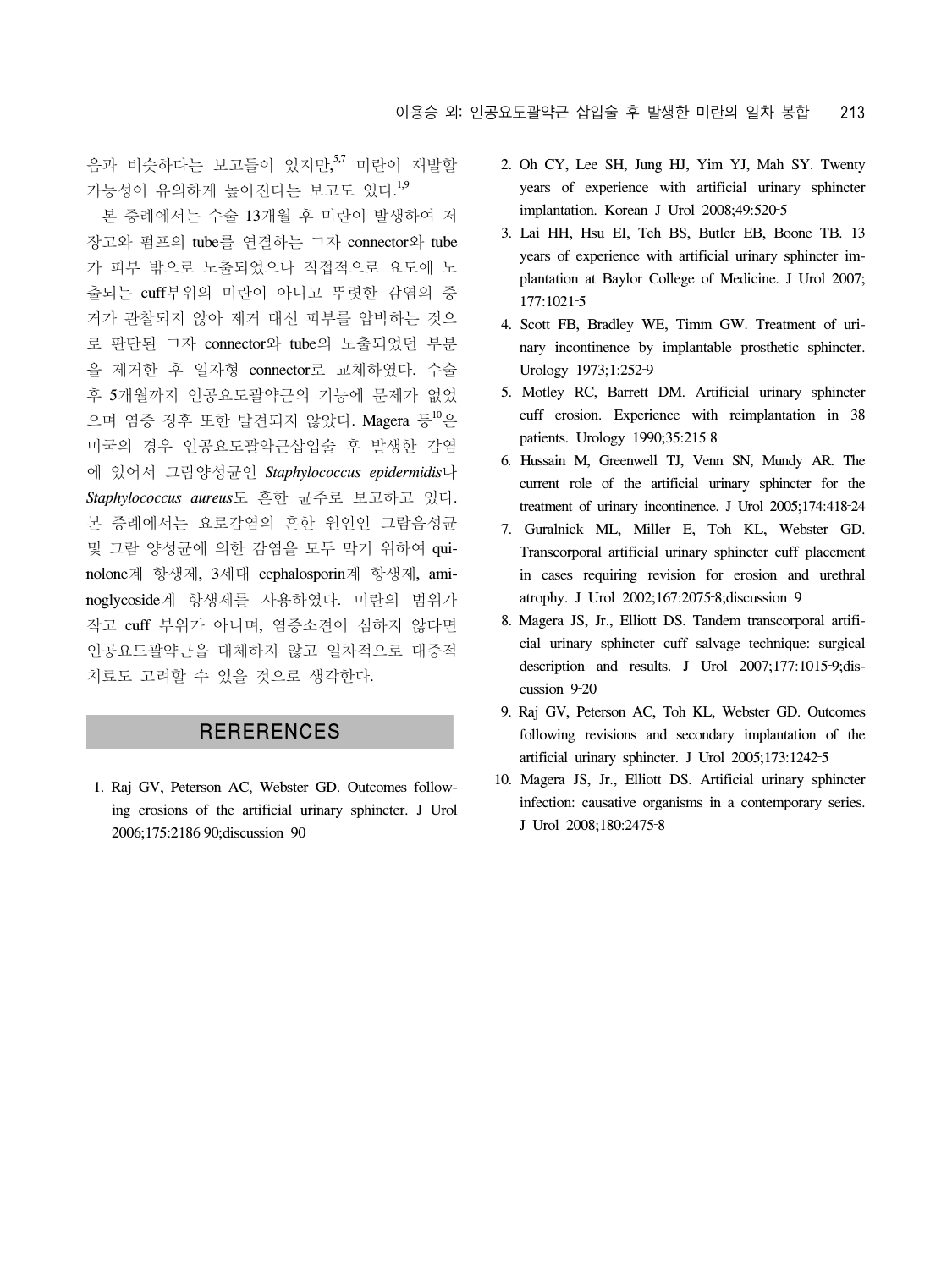음과 비슷하다는 보고들이 있지만,[5,7] 미란이 재발할 가능성이 유의하게 높아진다는 보고도 있다.[1,9]

본 증례에서는 수술 13개월 후 미란이 발생하여 저장고와 펌프의 tube를 연결하는 ㄱ자 connector와 tube가 피부 밖으로 노출되었으나 직접적으로 요도에 노출되는 cuff부위의 미란이 아니고 뚜렷한 감염의 증거가 관찰되지 않아 제거 대신 피부를 압박하는 것으로 판단된 ㄱ자 connector와 tube의 노출되었던 부분을 제거한 후 일자형 connector로 교체하였다. 수술 후 5개월까지 인공요도괄약근의 기능에 문제가 없었으며 염증 징후 또한 발견되지 않았다. Magera 등[10]은 미국의 경우 인공요도괄약근삽입술 후 발생한 감염에 있어서 그람양성균인 *Staphylococcus epidermidis*나 *Staphylococcus aureus*도 흔한 균주로 보고하고 있다. 본 증례에서는 요로감염의 흔한 원인인 그람음성균 및 그람 양성균에 의한 감염을 모두 막기 위하여 quinolone계 항생제, 3세대 cephalosporin계 항생제, aminoglycoside계 항생제를 사용하였다. 미란의 범위가 작고 cuff 부위가 아니며, 염증소견이 심하지 않다면 인공요도괄약근을 대체하지 않고 일차적으로 대증적 치료도 고려할 수 있을 것으로 생각한다.

## RERERENCES

1. Raj GV, Peterson AC, Webster GD. Outcomes following erosions of the artificial urinary sphincter. J Urol 2006;175:2186-90;discussion 90
2. Oh CY, Lee SH, Jung HJ, Yim YJ, Mah SY. Twenty years of experience with artificial urinary sphincter implantation. Korean J Urol 2008;49:520-5
3. Lai HH, Hsu EI, Teh BS, Butler EB, Boone TB. 13 years of experience with artificial urinary sphincter implantation at Baylor College of Medicine. J Urol 2007;177:1021-5
4. Scott FB, Bradley WE, Timm GW. Treatment of urinary incontinence by implantable prosthetic sphincter. Urology 1973;1:252-9
5. Motley RC, Barrett DM. Artificial urinary sphincter cuff erosion. Experience with reimplantation in 38 patients. Urology 1990;35:215-8
6. Hussain M, Greenwell TJ, Venn SN, Mundy AR. The current role of the artificial urinary sphincter for the treatment of urinary incontinence. J Urol 2005;174:418-24
7. Guralnick ML, Miller E, Toh KL, Webster GD. Transcorporal artificial urinary sphincter cuff placement in cases requiring revision for erosion and urethral atrophy. J Urol 2002;167:2075-8;discussion 9
8. Magera JS, Jr., Elliott DS. Tandem transcorporal artificial urinary sphincter cuff salvage technique: surgical description and results. J Urol 2007;177:1015-9;discussion 9-20
9. Raj GV, Peterson AC, Toh KL, Webster GD. Outcomes following revisions and secondary implantation of the artificial urinary sphincter. J Urol 2005;173:1242-5
10. Magera JS, Jr., Elliott DS. Artificial urinary sphincter infection: causative organisms in a contemporary series. J Urol 2008;180:2475-8